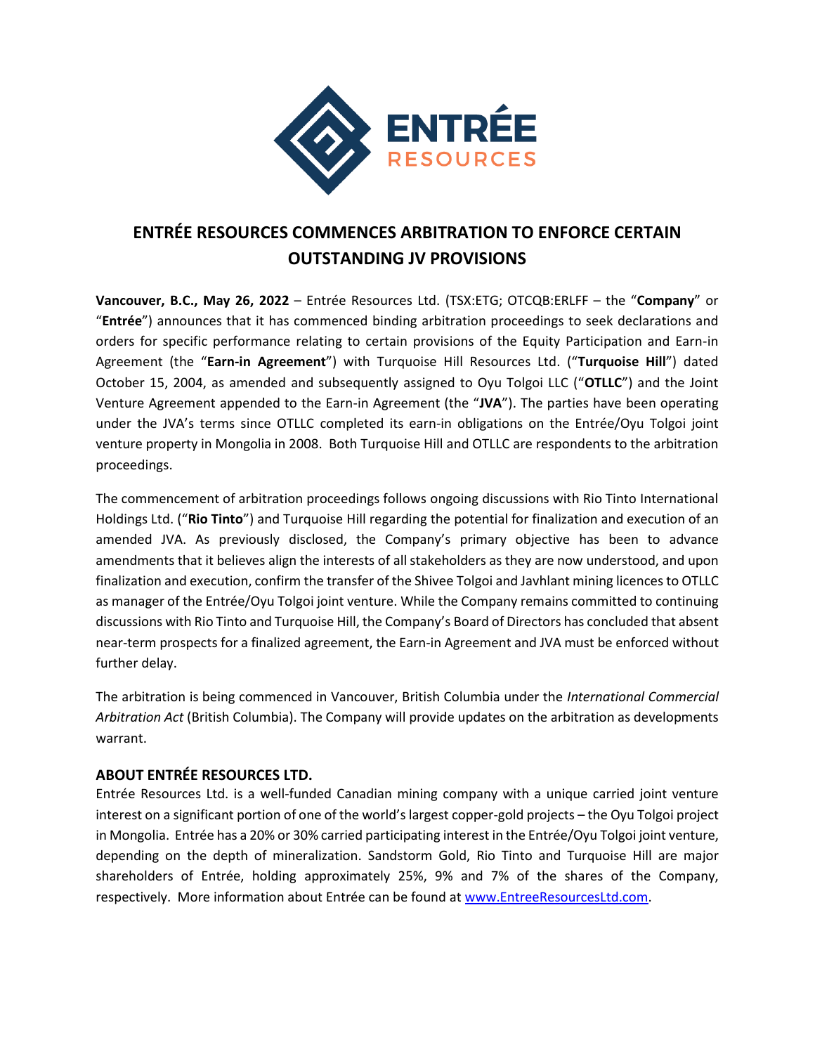# ENTRÉE RESOURCES COMMENCES ARBITRATION TO ENFORCE CERTAIN OUTSTANDING JV PROVISIONS

**Vancouver, B.C., May 26, 2022** – Entrée Resources Ltd. (TSX:ETG; OTCQB:ERLFF – the "**Company**" or "**Entrée**") announces that it has commenced binding arbitration proceedings to seek declarations and orders for specific performance relating to certain provisions of the Equity Participation and Earn-in Agreement (the "**Earn-in Agreement**") with Turquoise Hill Resources Ltd. ("**Turquoise Hill**") dated October 15, 2004, as amended and subsequently assigned to Oyu Tolgoi LLC ("**OTLLC**") and the Joint Venture Agreement appended to the Earn-in Agreement (the "**JVA**"). The parties have been operating under the JVA's terms since OTLLC completed its earn-in obligations on the Entrée/Oyu Tolgoi joint venture property in Mongolia in 2008. Both Turquoise Hill and OTLLC are respondents to the arbitration proceedings.

The commencement of arbitration proceedings follows ongoing discussions with Rio Tinto International Holdings Ltd. ("**Rio Tinto**") and Turquoise Hill regarding the potential for finalization and execution of an amended JVA. As previously disclosed, the Company's primary objective has been to advance amendments that it believes align the interests of all stakeholders as they are now understood, and upon finalization and execution, confirm the transfer of the Shivee Tolgoi and Javhlant mining licences to OTLLC as manager of the Entrée/Oyu Tolgoi joint venture. While the Company remains committed to continuing discussions with Rio Tinto and Turquoise Hill, the Company's Board of Directors has concluded that absent near-term prospects for a finalized agreement, the Earn-in Agreement and JVA must be enforced without further delay.

The arbitration is being commenced in Vancouver, British Columbia under the *International Commercial Arbitration Act* (British Columbia). The Company will provide updates on the arbitration as developments warrant.

## ABOUT ENTRÉE RESOURCES LTD.

Entrée Resources Ltd. is a well-funded Canadian mining company with a unique carried joint venture interest on a significant portion of one of the world's largest copper-gold projects – the Oyu Tolgoi project in Mongolia. Entrée has a 20% or 30% carried participating interest in the Entrée/Oyu Tolgoi joint venture, depending on the depth of mineralization. Sandstorm Gold, Rio Tinto and Turquoise Hill are major shareholders of Entrée, holding approximately 25%, 9% and 7% of the shares of the Company, respectively. More information about Entrée can be found at [www.EntreeResourcesLtd.com](http://www.EntreeResourcesLtd.com).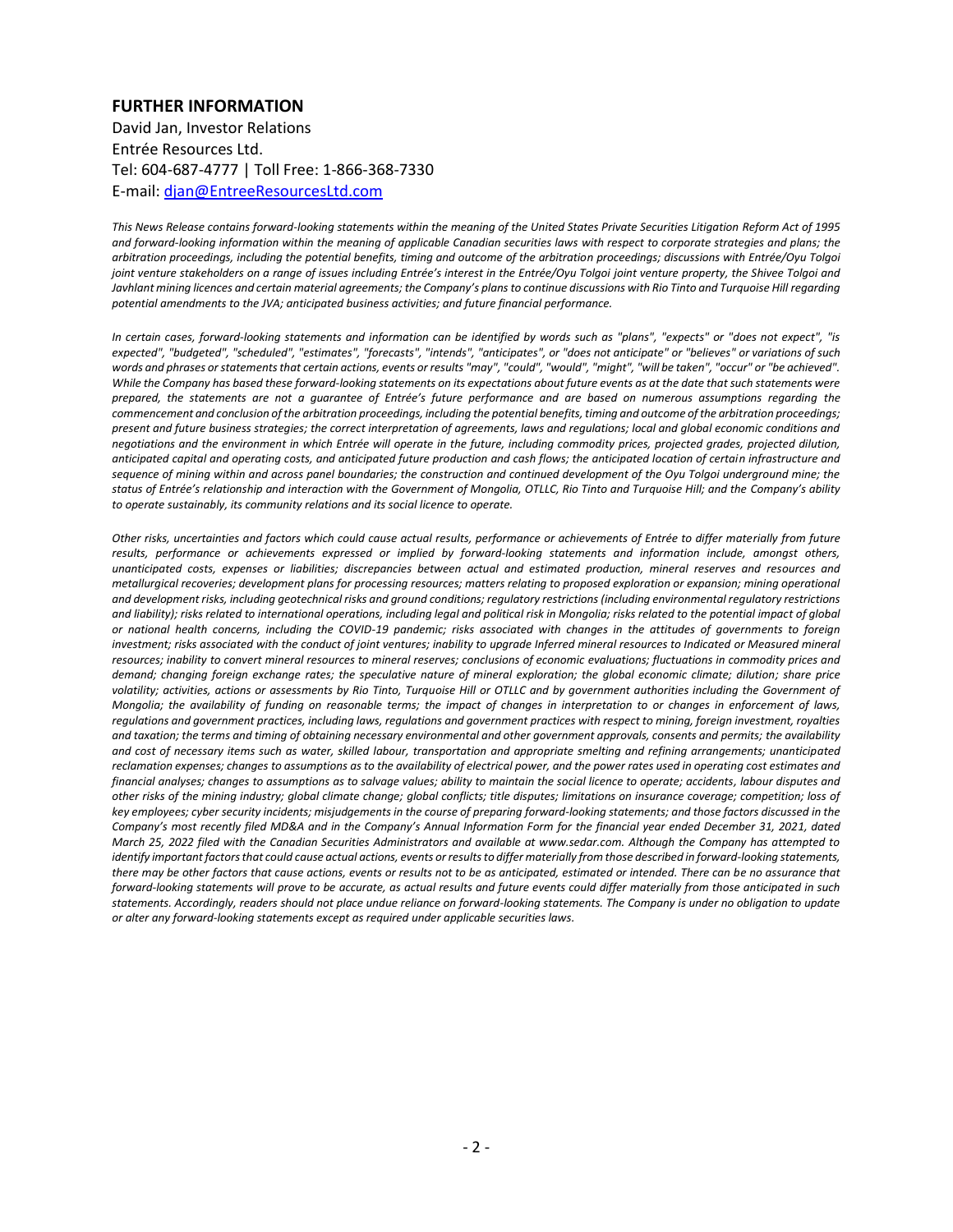## FURTHER INFORMATION

David Jan, Investor Relations
Entrée Resources Ltd.
Tel: 604-687-4777 | Toll Free: 1-866-368-7330
E-mail: [djan@EntreeResourcesLtd.com](mailto:djan@EntreeResourcesLtd.com)

*This News Release contains forward-looking statements within the meaning of the United States Private Securities Litigation Reform Act of 1995 and forward-looking information within the meaning of applicable Canadian securities laws with respect to corporate strategies and plans; the arbitration proceedings, including the potential benefits, timing and outcome of the arbitration proceedings; discussions with Entrée/Oyu Tolgoi joint venture stakeholders on a range of issues including Entrée's interest in the Entrée/Oyu Tolgoi joint venture property, the Shivee Tolgoi and Javhlant mining licences and certain material agreements; the Company's plans to continue discussions with Rio Tinto and Turquoise Hill regarding potential amendments to the JVA; anticipated business activities; and future financial performance.*

*In certain cases, forward-looking statements and information can be identified by words such as "plans", "expects" or "does not expect", "is expected", "budgeted", "scheduled", "estimates", "forecasts", "intends", "anticipates", or "does not anticipate" or "believes" or variations of such words and phrases or statements that certain actions, events or results "may", "could", "would", "might", "will be taken", "occur" or "be achieved". While the Company has based these forward-looking statements on its expectations about future events as at the date that such statements were prepared, the statements are not a guarantee of Entrée's future performance and are based on numerous assumptions regarding the commencement and conclusion of the arbitration proceedings, including the potential benefits, timing and outcome of the arbitration proceedings; present and future business strategies; the correct interpretation of agreements, laws and regulations; local and global economic conditions and negotiations and the environment in which Entrée will operate in the future, including commodity prices, projected grades, projected dilution, anticipated capital and operating costs, and anticipated future production and cash flows; the anticipated location of certain infrastructure and sequence of mining within and across panel boundaries; the construction and continued development of the Oyu Tolgoi underground mine; the status of Entrée's relationship and interaction with the Government of Mongolia, OTLLC, Rio Tinto and Turquoise Hill; and the Company's ability to operate sustainably, its community relations and its social licence to operate.*

*Other risks, uncertainties and factors which could cause actual results, performance or achievements of Entrée to differ materially from future results, performance or achievements expressed or implied by forward-looking statements and information include, amongst others, unanticipated costs, expenses or liabilities; discrepancies between actual and estimated production, mineral reserves and resources and metallurgical recoveries; development plans for processing resources; matters relating to proposed exploration or expansion; mining operational and development risks, including geotechnical risks and ground conditions; regulatory restrictions (including environmental regulatory restrictions and liability); risks related to international operations, including legal and political risk in Mongolia; risks related to the potential impact of global or national health concerns, including the COVID-19 pandemic; risks associated with changes in the attitudes of governments to foreign investment; risks associated with the conduct of joint ventures; inability to upgrade Inferred mineral resources to Indicated or Measured mineral resources; inability to convert mineral resources to mineral reserves; conclusions of economic evaluations; fluctuations in commodity prices and demand; changing foreign exchange rates; the speculative nature of mineral exploration; the global economic climate; dilution; share price volatility; activities, actions or assessments by Rio Tinto, Turquoise Hill or OTLLC and by government authorities including the Government of Mongolia; the availability of funding on reasonable terms; the impact of changes in interpretation to or changes in enforcement of laws, regulations and government practices, including laws, regulations and government practices with respect to mining, foreign investment, royalties and taxation; the terms and timing of obtaining necessary environmental and other government approvals, consents and permits; the availability and cost of necessary items such as water, skilled labour, transportation and appropriate smelting and refining arrangements; unanticipated reclamation expenses; changes to assumptions as to the availability of electrical power, and the power rates used in operating cost estimates and financial analyses; changes to assumptions as to salvage values; ability to maintain the social licence to operate; accidents, labour disputes and other risks of the mining industry; global climate change; global conflicts; title disputes; limitations on insurance coverage; competition; loss of key employees; cyber security incidents; misjudgements in the course of preparing forward-looking statements; and those factors discussed in the Company's most recently filed MD&A and in the Company's Annual Information Form for the financial year ended December 31, 2021, dated March 25, 2022 filed with the Canadian Securities Administrators and available at www.sedar.com. Although the Company has attempted to identify important factors that could cause actual actions, events or results to differ materially from those described in forward-looking statements, there may be other factors that cause actions, events or results not to be as anticipated, estimated or intended. There can be no assurance that forward-looking statements will prove to be accurate, as actual results and future events could differ materially from those anticipated in such statements. Accordingly, readers should not place undue reliance on forward-looking statements. The Company is under no obligation to update or alter any forward-looking statements except as required under applicable securities laws.*